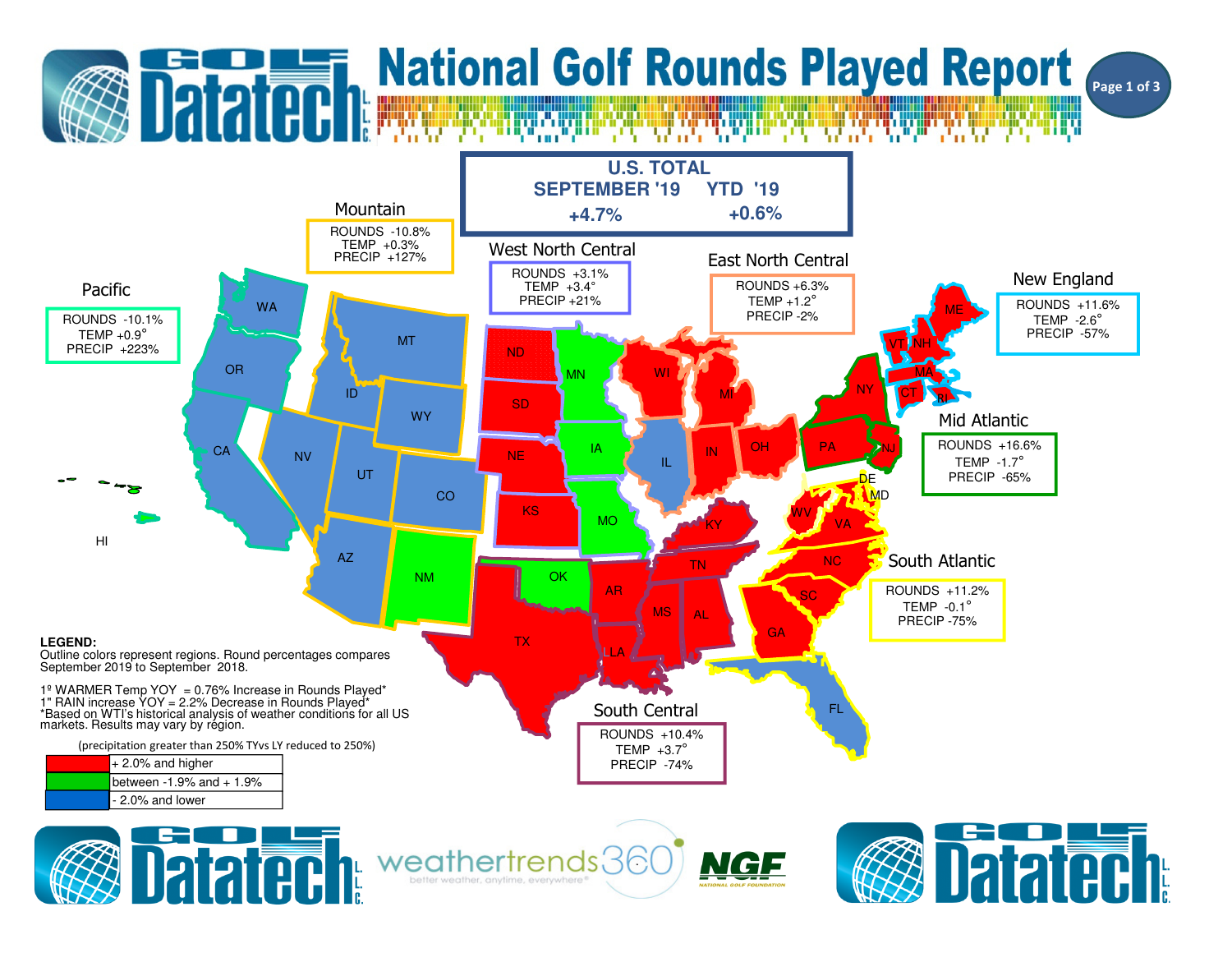# National Golf Rounds Played Report

## U.S. TOTAL

| SEPTEMBER '19 | YTD '19 |
|---|---|
| +4.7% | +0.6% |

### Mountain
ROUNDS -10.8%
TEMP +0.3%
PRECIP +127%

### Pacific
ROUNDS -10.1%
TEMP +0.9°
PRECIP +223%

### West North Central
ROUNDS +3.1%
TEMP +3.4°
PRECIP +21%

### East North Central
ROUNDS +6.3%
TEMP +1.2°
PRECIP -2%

### New England
ROUNDS +11.6%
TEMP -2.6°
PRECIP -57%

### Mid Atlantic
ROUNDS +16.6%
TEMP -1.7°
PRECIP -65%

### South Atlantic
ROUNDS +11.2%
TEMP -0.1°
PRECIP -75%

### South Central
ROUNDS +10.4%
TEMP +3.7°
PRECIP -74%

WA, OR, CA, HI, NV, ID, MT, WY, UT, CO, AZ, NM, ND, SD, NE, KS, MN, IA, MO, OK, TX, AR, LA, MS, AL, TN, KY, WI, MI, IL, IN, OH, PA, NY, NJ, DE, MD, WV, VA, NC, SC, GA, FL, ME, VT, NH, MA, CT, RI

**LEGEND:**
Outline colors represent regions. Round percentages compares September 2019 to September 2018.

1º WARMER Temp YOY = 0.76% Increase in Rounds Played*
1" RAIN increase YOY = 2.2% Decrease in Rounds Played*
*Based on WTI's historical analysis of weather conditions for all US markets. Results may vary by region.

(precipitation greater than 250% TYvs LY reduced to 250%)

| Color | Range |
|---|---|
| Red | + 2.0% and higher |
| Green | between -1.9% and + 1.9% |
| Blue | - 2.0% and lower |

Golf Datatech L.L.C. | weathertrends360 — better weather, anytime, everywhere® | NGF National Golf Foundation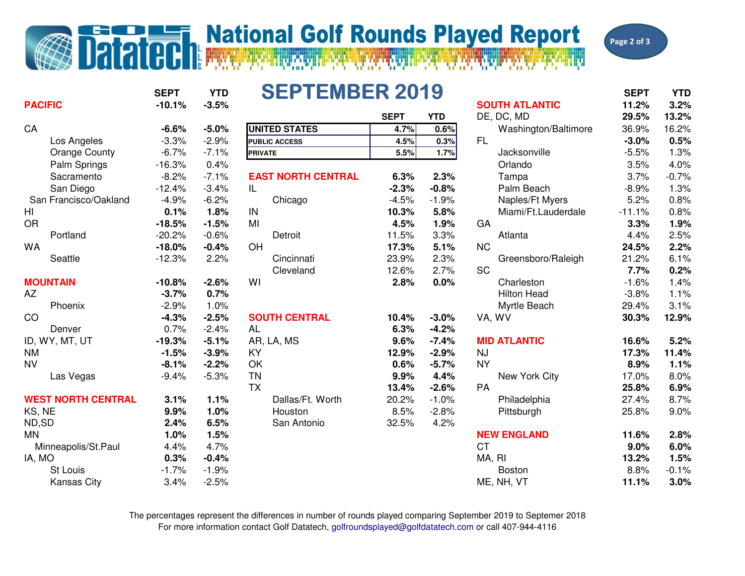# National Golf Rounds Played Report

## SEPTEMBER 2019

| | SEPT | YTD |
|---|---|---|
| **UNITED STATES** | 4.7% | 0.6% |
| **PUBLIC ACCESS** | 4.5% | 0.3% |
| **PRIVATE** | 5.5% | 1.7% |

| | SEPT | YTD |
|---|---|---|
| **PACIFIC** | **-10.1%** | **-3.5%** |
| **CA** | **-6.6%** | **-5.0%** |
| Los Angeles | -3.3% | -2.9% |
| Orange County | -6.7% | -7.1% |
| Palm Springs | -16.3% | 0.4% |
| Sacramento | -8.2% | -7.1% |
| San Diego | -12.4% | -3.4% |
| San Francisco/Oakland | -4.9% | -6.2% |
| **HI** | **0.1%** | **1.8%** |
| **OR** | **-18.5%** | **-1.5%** |
| Portland | -20.2% | -0.6% |
| **WA** | **-18.0%** | **-0.4%** |
| Seattle | -12.3% | 2.2% |
| **MOUNTAIN** | **-10.8%** | **-2.6%** |
| **AZ** | **-3.7%** | **0.7%** |
| Phoenix | -2.9% | 1.0% |
| **CO** | **-4.3%** | **-2.5%** |
| Denver | 0.7% | -2.4% |
| **ID, WY, MT, UT** | **-19.3%** | **-5.1%** |
| **NM** | **-1.5%** | **-3.9%** |
| **NV** | **-8.1%** | **-2.2%** |
| Las Vegas | -9.4% | -5.3% |
| **WEST NORTH CENTRAL** | **3.1%** | **1.1%** |
| **KS, NE** | **9.9%** | **1.0%** |
| **ND,SD** | **2.4%** | **6.5%** |
| **MN** | **1.0%** | **1.5%** |
| Minneapolis/St.Paul | 4.4% | 4.7% |
| **IA, MO** | **0.3%** | **-0.4%** |
| St Louis | -1.7% | -1.9% |
| Kansas City | 3.4% | -2.5% |

| | SEPT | YTD |
|---|---|---|
| **EAST NORTH CENTRAL** | **6.3%** | **2.3%** |
| **IL** | **-2.3%** | **-0.8%** |
| Chicago | -4.5% | -1.9% |
| **IN** | **10.3%** | **5.8%** |
| **MI** | **4.5%** | **1.9%** |
| Detroit | 11.5% | 3.3% |
| **OH** | **17.3%** | **5.1%** |
| Cincinnati | 23.9% | 2.3% |
| Cleveland | 12.6% | 2.7% |
| **WI** | **2.8%** | **0.0%** |
| **SOUTH CENTRAL** | **10.4%** | **-3.0%** |
| **AL** | **6.3%** | **-4.2%** |
| **AR, LA, MS** | **9.6%** | **-7.4%** |
| **KY** | **12.9%** | **-2.9%** |
| **OK** | **0.6%** | **-5.7%** |
| **TN** | **9.9%** | **4.4%** |
| **TX** | **13.4%** | **-2.6%** |
| Dallas/Ft. Worth | 20.2% | -1.0% |
| Houston | 8.5% | -2.8% |
| San Antonio | 32.5% | 4.2% |

| | SEPT | YTD |
|---|---|---|
| **SOUTH ATLANTIC** | **11.2%** | **3.2%** |
| **DE, DC, MD** | **29.5%** | **13.2%** |
| Washington/Baltimore | 36.9% | 16.2% |
| **FL** | **-3.0%** | **0.5%** |
| Jacksonville | -5.5% | 1.3% |
| Orlando | 3.5% | 4.0% |
| Tampa | 3.7% | -0.7% |
| Palm Beach | -8.9% | 1.3% |
| Naples/Ft Myers | 5.2% | 0.8% |
| Miami/Ft.Lauderdale | -11.1% | 0.8% |
| **GA** | **3.3%** | **1.9%** |
| Atlanta | 4.4% | 2.5% |
| **NC** | **24.5%** | **2.2%** |
| Greensboro/Raleigh | 21.2% | 6.1% |
| **SC** | **7.7%** | **0.2%** |
| Charleston | -1.6% | 1.4% |
| Hilton Head | -3.8% | 1.1% |
| Myrtle Beach | 29.4% | 3.1% |
| **VA, WV** | **30.3%** | **12.9%** |
| **MID ATLANTIC** | **16.6%** | **5.2%** |
| **NJ** | **17.3%** | **11.4%** |
| **NY** | **8.9%** | **1.1%** |
| New York City | 17.0% | 8.0% |
| **PA** | **25.8%** | **6.9%** |
| Philadelphia | 27.4% | 8.7% |
| Pittsburgh | 25.8% | 9.0% |
| **NEW ENGLAND** | **11.6%** | **2.8%** |
| **CT** | **9.0%** | **6.0%** |
| **MA, RI** | **13.2%** | **1.5%** |
| Boston | 8.8% | -0.1% |
| **ME, NH, VT** | **11.1%** | **3.0%** |

The percentages represent the differences in number of rounds played comparing September 2019 to Septemer 2018
For more information contact Golf Datatech, golfroundsplayed@golfdatatech.com or call 407-944-4116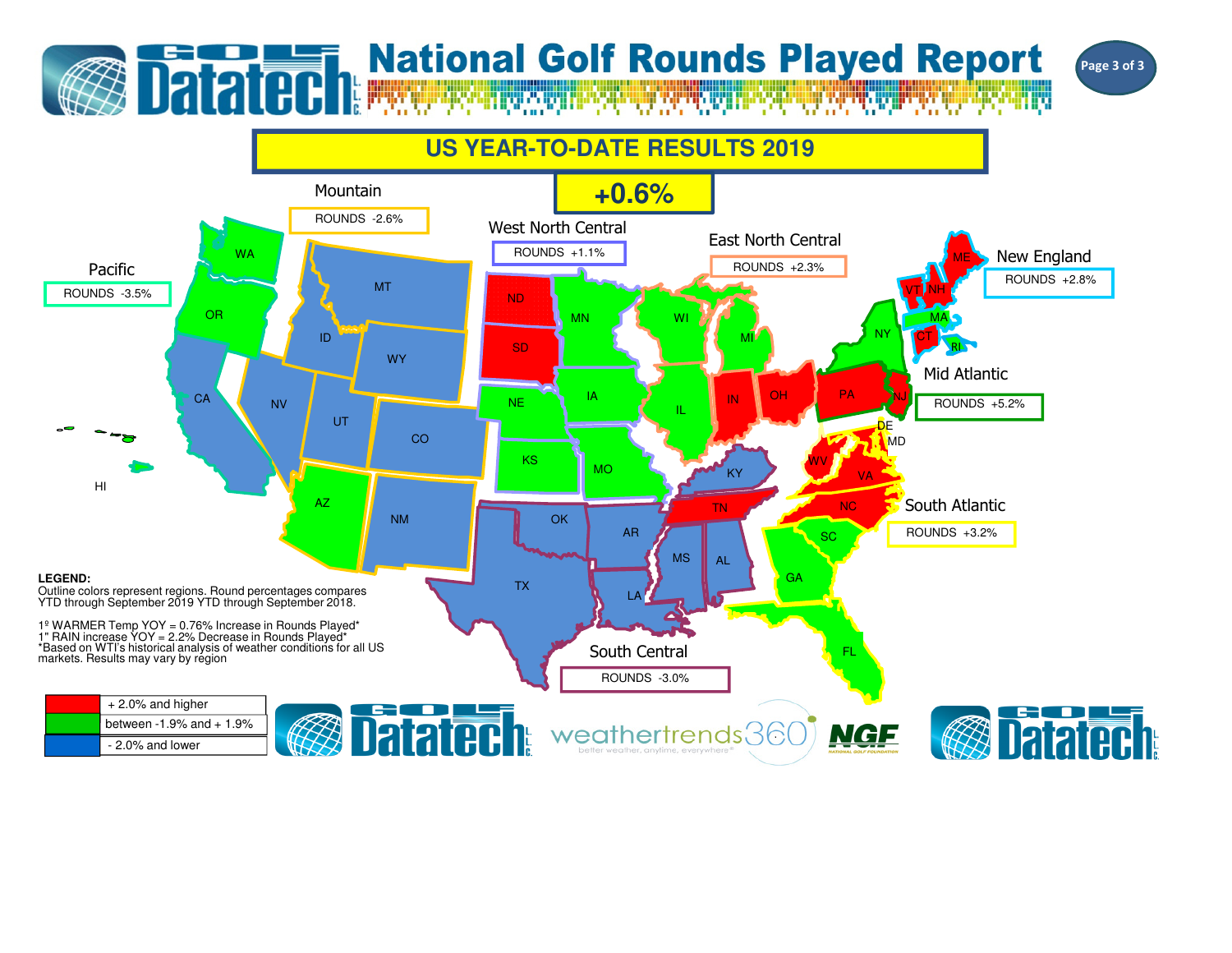# National Golf Rounds Played Report

## US YEAR-TO-DATE RESULTS 2019

**+0.6%**

Mountain
ROUNDS -2.6%

West North Central
ROUNDS +1.1%

East North Central
ROUNDS +2.3%

New England
ROUNDS +2.8%

Pacific
ROUNDS -3.5%

Mid Atlantic
ROUNDS +5.2%

South Atlantic
ROUNDS +3.2%

South Central
ROUNDS -3.0%

WA, OR, CA, HI, MT, ID, WY, NV, UT, CO, AZ, NM, ND, SD, NE, KS, MN, IA, MO, WI, MI, IL, IN, OH, ME, VT, NH, MA, CT, RI, NY, PA, NJ, DE, MD, WV, VA, NC, SC, GA, FL, KY, TN, MS, AL, OK, AR, TX, LA

**LEGEND:**
Outline colors represent regions. Round percentages compares YTD through September 2019 YTD through September 2018.

1º WARMER Temp YOY = 0.76% Increase in Rounds Played*
1" RAIN increase YOY = 2.2% Decrease in Rounds Played*
*Based on WTI's historical analysis of weather conditions for all US markets. Results may vary by region

+ 2.0% and higher
between -1.9% and + 1.9%
- 2.0% and lower

Golf Datatech L.L.C. | weathertrends360 better weather, anytime, everywhere | NGF National Golf Foundation | Golf Datatech L.L.C.